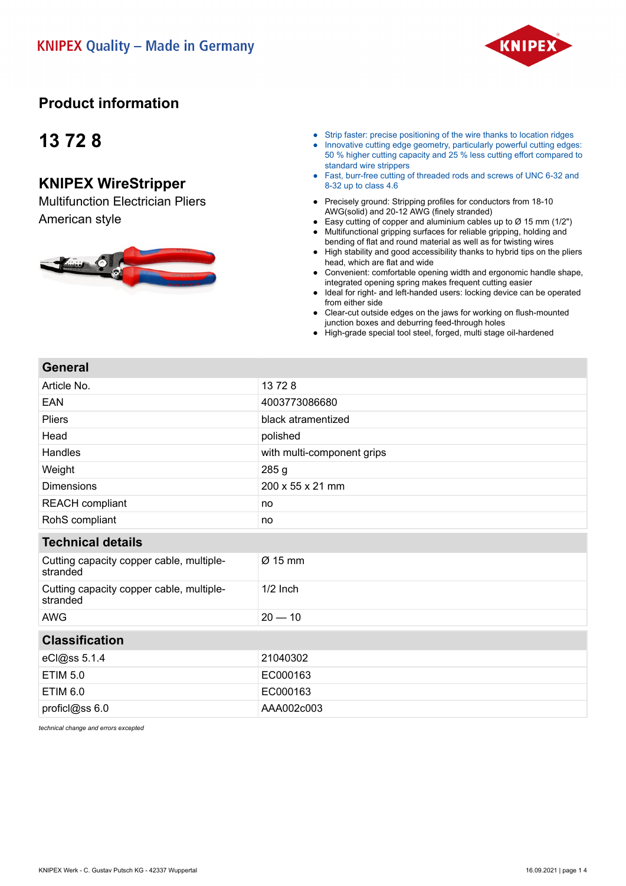KNIPEX Quality – Made in Germany

# Product information

## 13 72 8

## KNIPEX WireStripper

Multifunction Electrician Pliers

American style

- Strip faster: precise positioning of the wire thanks to location ridges
- Innovative cutting edge geometry, particularly powerful cutting edges: 50 % higher cutting capacity and 25 % less cutting effort compared to standard wire strippers
- Fast, burr-free cutting of threaded rods and screws of UNC 6-32 and 8-32 up to class 4.6

- Precisely ground: Stripping profiles for conductors from 18-10 AWG(solid) and 20-12 AWG (finely stranded)
- Easy cutting of copper and aluminium cables up to Ø 15 mm (1/2")
- Multifunctional gripping surfaces for reliable gripping, holding and bending of flat and round material as well as for twisting wires
- High stability and good accessibility thanks to hybrid tips on the pliers head, which are flat and wide
- Convenient: comfortable opening width and ergonomic handle shape, integrated opening spring makes frequent cutting easier
- Ideal for right- and left-handed users: locking device can be operated from either side
- Clear-cut outside edges on the jaws for working on flush-mounted junction boxes and deburring feed-through holes
- High-grade special tool steel, forged, multi stage oil-hardened

| General | |
|---|---|
| Article No. | 13 72 8 |
| EAN | 4003773086680 |
| Pliers | black atramentized |
| Head | polished |
| Handles | with multi-component grips |
| Weight | 285 g |
| Dimensions | 200 x 55 x 21 mm |
| REACH compliant | no |
| RohS compliant | no |

| Technical details | |
|---|---|
| Cutting capacity copper cable, multiple-stranded | Ø 15 mm |
| Cutting capacity copper cable, multiple-stranded | 1/2 Inch |
| AWG | 20 — 10 |

| Classification | |
|---|---|
| eCl@ss 5.1.4 | 21040302 |
| ETIM 5.0 | EC000163 |
| ETIM 6.0 | EC000163 |
| proficl@ss 6.0 | AAA002c003 |

*technical change and errors excepted*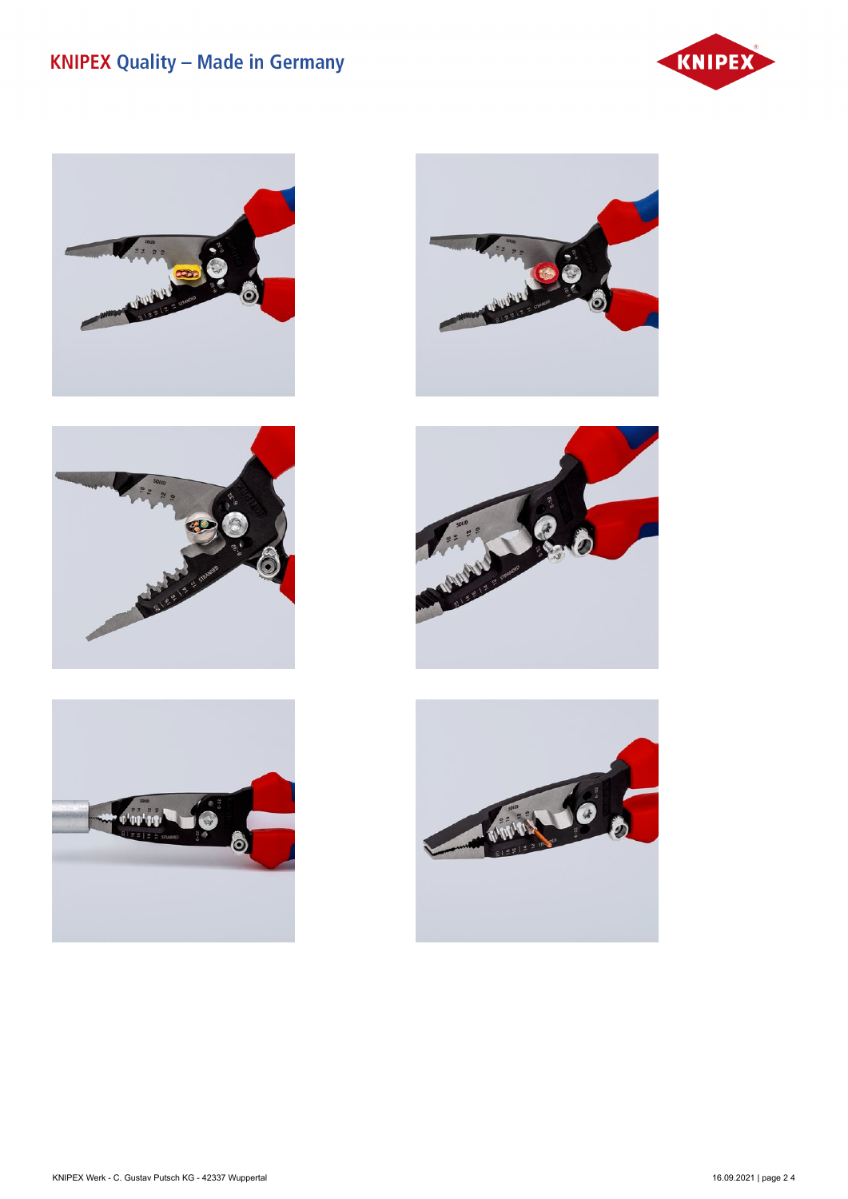# KNIPEX Quality – Made in Germany